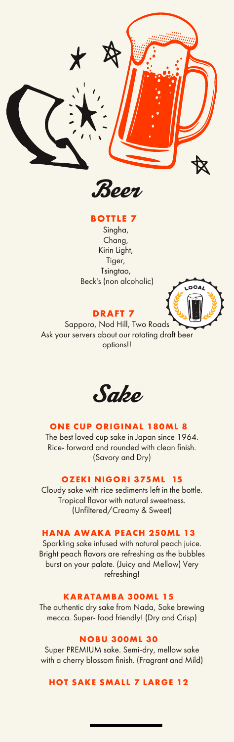# Beer

### BOTTLE 7

Singha,
Chang,
Kirin Light,
Tiger,
Tsingtao,
Beck's (non alcoholic)

LOCAL

### DRAFT 7

Sapporo, Nod Hill, Two Roads
Ask your servers about our rotating draft beer options!!

# Sake

### ONE CUP ORIGINAL 180ML 8

The best loved cup sake in Japan since 1964. Rice- forward and rounded with clean finish. (Savory and Dry)

### OZEKI NIGORI 375ML 15

Cloudy sake with rice sediments left in the bottle. Tropical flavor with natural sweetness. (Unfiltered/Creamy & Sweet)

### HANA AWAKA PEACH 250ML 13

Sparkling sake infused with natural peach juice. Bright peach flavors are refreshing as the bubbles burst on your palate. (Juicy and Mellow) Very refreshing!

### KARATAMBA 300ML 15

The authentic dry sake from Nada, Sake brewing mecca. Super- food friendly! (Dry and Crisp)

### NOBU 300ML 30

Super PREMIUM sake. Semi-dry, mellow sake with a cherry blossom finish. (Fragrant and Mild)

### HOT SAKE SMALL 7 LARGE 12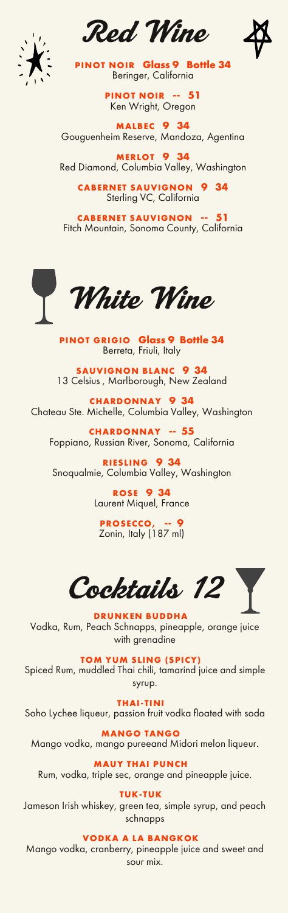# Red Wine

**PINOT NOIR Glass 9 Bottle 34**
Beringer, California

**PINOT NOIR -- 51**
Ken Wright, Oregon

**MALBEC 9 34**
Gouguenheim Reserve, Mandoza, Agentina

**MERLOT 9 34**
Red Diamond, Columbia Valley, Washington

**CABERNET SAUVIGNON 9 34**
Sterling VC, California

**CABERNET SAUVIGNON -- 51**
Fitch Mountain, Sonoma County, California

# White Wine

**PINOT GRIGIO Glass 9 Bottle 34**
Berreta, Friuli, Italy

**SAUVIGNON BLANC 9 34**
13 Celsius , Marlborough, New Zealand

**CHARDONNAY 9 34**
Chateau Ste. Michelle, Columbia Valley, Washington

**CHARDONNAY -- 55**
Foppiano, Russian River, Sonoma, California

**RIESLING 9 34**
Snoqualmie, Columbia Valley, Washington

**ROSE 9 34**
Laurent Miquel, France

**PROSECCO, -- 9**
Zonin, Italy (187 ml)

# Cocktails 12

**DRUNKEN BUDDHA**
Vodka, Rum, Peach Schnapps, pineapple, orange juice with grenadine

**TOM YUM SLING (SPICY)**
Spiced Rum, muddled Thai chili, tamarind juice and simple syrup.

**THAI-TINI**
Soho Lychee liqueur, passion fruit vodka floated with soda

**MANGO TANGO**
Mango vodka, mango pureeand Midori melon liqueur.

**MAUY THAI PUNCH**
Rum, vodka, triple sec, orange and pineapple juice.

**TUK-TUK**
Jameson Irish whiskey, green tea, simple syrup, and peach schnapps

**VODKA A LA BANGKOK**
Mango vodka, cranberry, pineapple juice and sweet and sour mix.